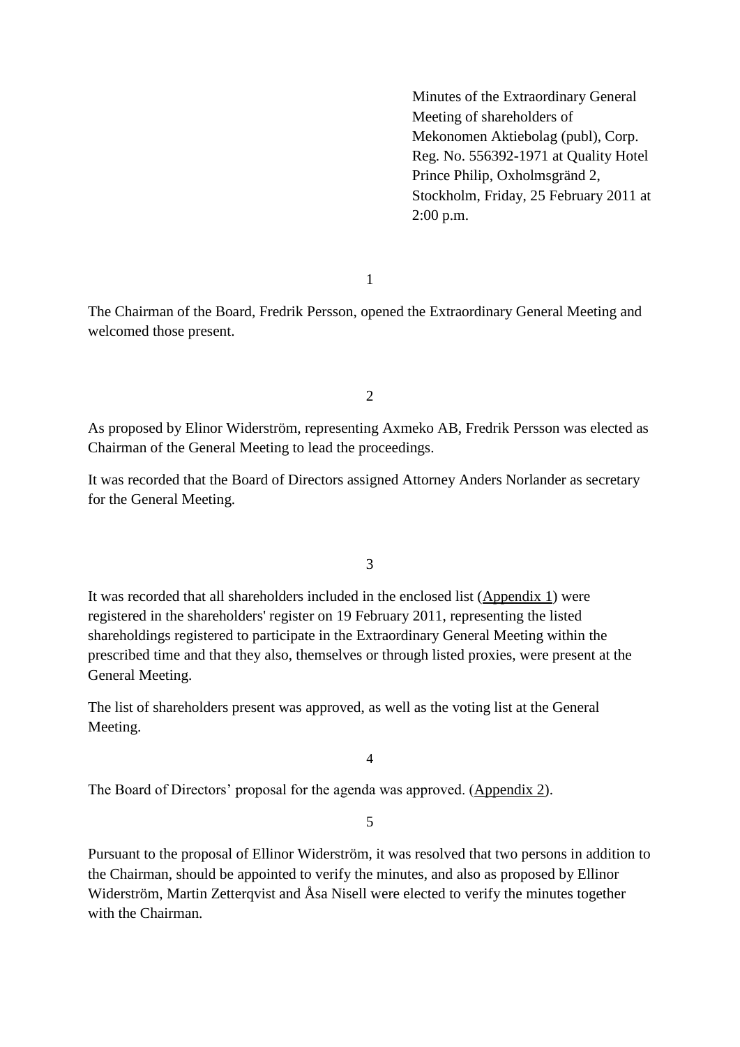Minutes of the Extraordinary General Meeting of shareholders of Mekonomen Aktiebolag (publ), Corp. Reg. No. 556392-1971 at Quality Hotel Prince Philip, Oxholmsgränd 2, Stockholm, Friday, 25 February 2011 at 2:00 p.m.

1

The Chairman of the Board, Fredrik Persson, opened the Extraordinary General Meeting and welcomed those present.

2

As proposed by Elinor Widerström, representing Axmeko AB, Fredrik Persson was elected as Chairman of the General Meeting to lead the proceedings.

It was recorded that the Board of Directors assigned Attorney Anders Norlander as secretary for the General Meeting.

3

It was recorded that all shareholders included in the enclosed list (Appendix 1) were registered in the shareholders' register on 19 February 2011, representing the listed shareholdings registered to participate in the Extraordinary General Meeting within the prescribed time and that they also, themselves or through listed proxies, were present at the General Meeting.

The list of shareholders present was approved, as well as the voting list at the General Meeting.

4

The Board of Directors' proposal for the agenda was approved. (Appendix 2).

5

Pursuant to the proposal of Ellinor Widerström, it was resolved that two persons in addition to the Chairman, should be appointed to verify the minutes, and also as proposed by Ellinor Widerström, Martin Zetterqvist and Åsa Nisell were elected to verify the minutes together with the Chairman.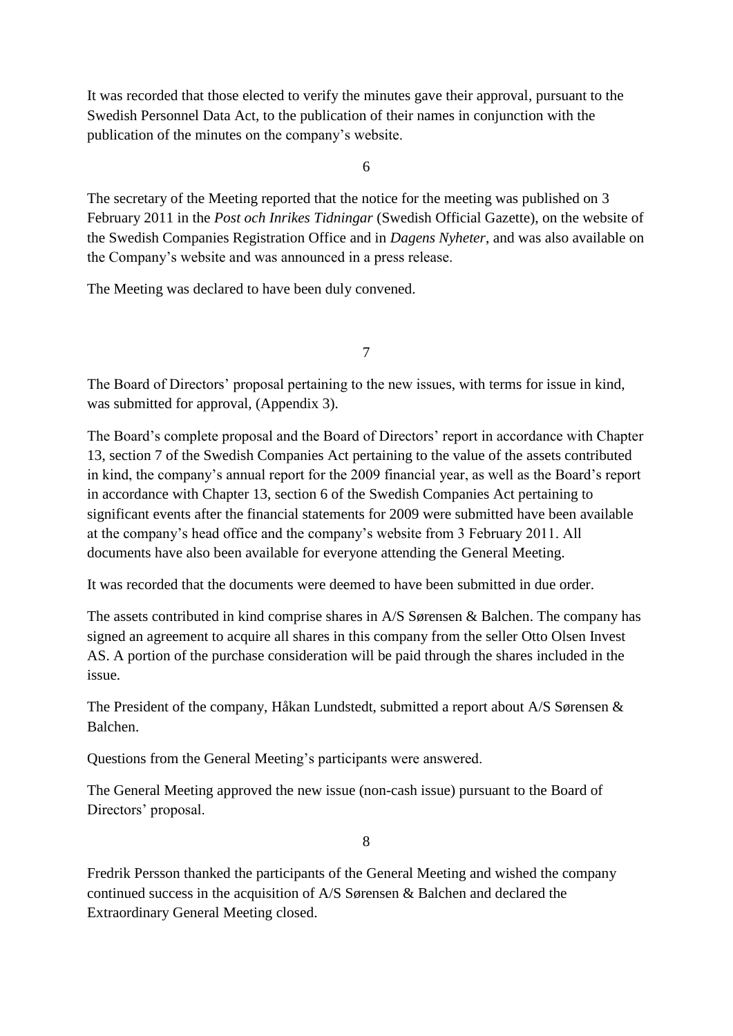It was recorded that those elected to verify the minutes gave their approval, pursuant to the Swedish Personnel Data Act, to the publication of their names in conjunction with the publication of the minutes on the company's website.

6

The secretary of the Meeting reported that the notice for the meeting was published on 3 February 2011 in the *Post och Inrikes Tidningar* (Swedish Official Gazette), on the website of the Swedish Companies Registration Office and in *Dagens Nyheter*, and was also available on the Company's website and was announced in a press release.

The Meeting was declared to have been duly convened.

7

The Board of Directors' proposal pertaining to the new issues, with terms for issue in kind, was submitted for approval, (Appendix 3).

The Board's complete proposal and the Board of Directors' report in accordance with Chapter 13, section 7 of the Swedish Companies Act pertaining to the value of the assets contributed in kind, the company's annual report for the 2009 financial year, as well as the Board's report in accordance with Chapter 13, section 6 of the Swedish Companies Act pertaining to significant events after the financial statements for 2009 were submitted have been available at the company's head office and the company's website from 3 February 2011. All documents have also been available for everyone attending the General Meeting.

It was recorded that the documents were deemed to have been submitted in due order.

The assets contributed in kind comprise shares in A/S Sørensen & Balchen. The company has signed an agreement to acquire all shares in this company from the seller Otto Olsen Invest AS. A portion of the purchase consideration will be paid through the shares included in the issue.

The President of the company, Håkan Lundstedt, submitted a report about A/S Sørensen & Balchen.

Questions from the General Meeting's participants were answered.

The General Meeting approved the new issue (non-cash issue) pursuant to the Board of Directors' proposal.

8

Fredrik Persson thanked the participants of the General Meeting and wished the company continued success in the acquisition of A/S Sørensen & Balchen and declared the Extraordinary General Meeting closed.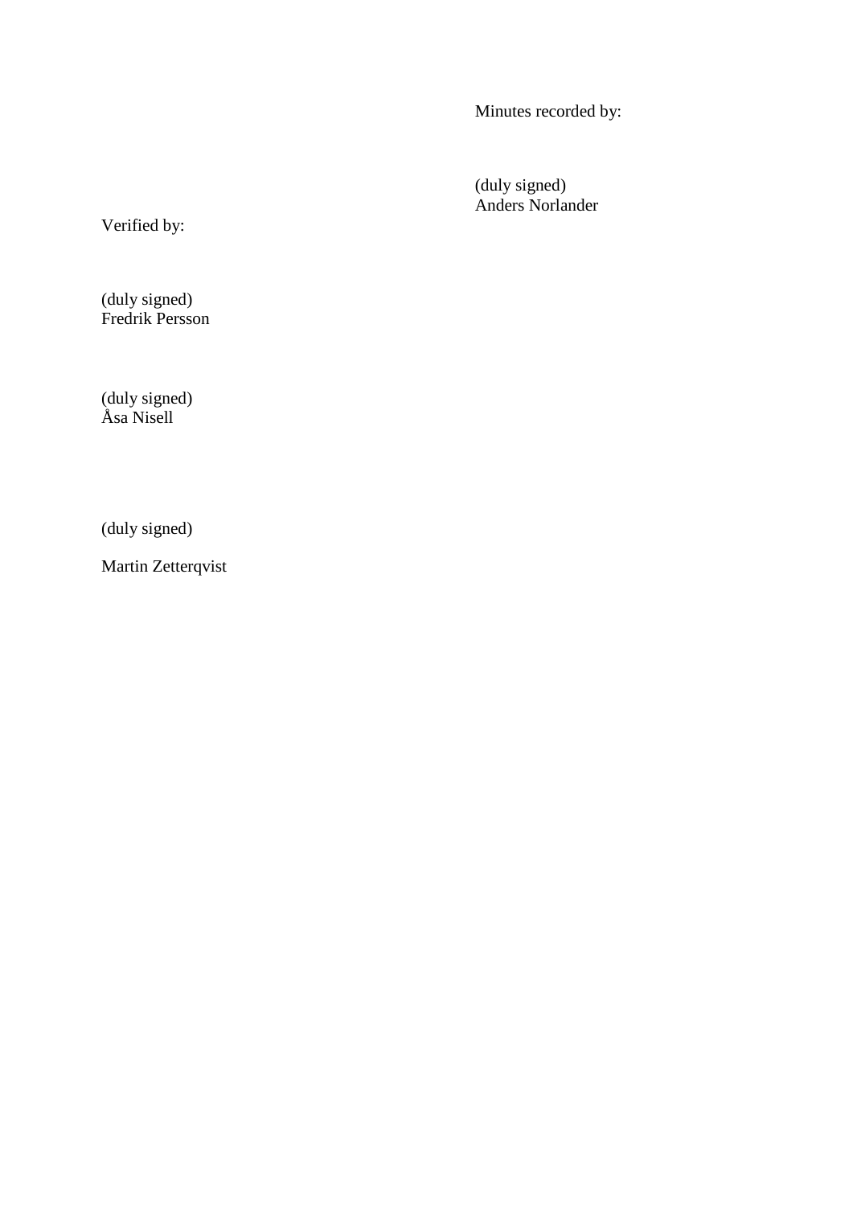Minutes recorded by:

(duly signed)
Anders Norlander

Verified by:

(duly signed)
Fredrik Persson

(duly signed)
Åsa Nisell

(duly signed)

Martin Zetterqvist